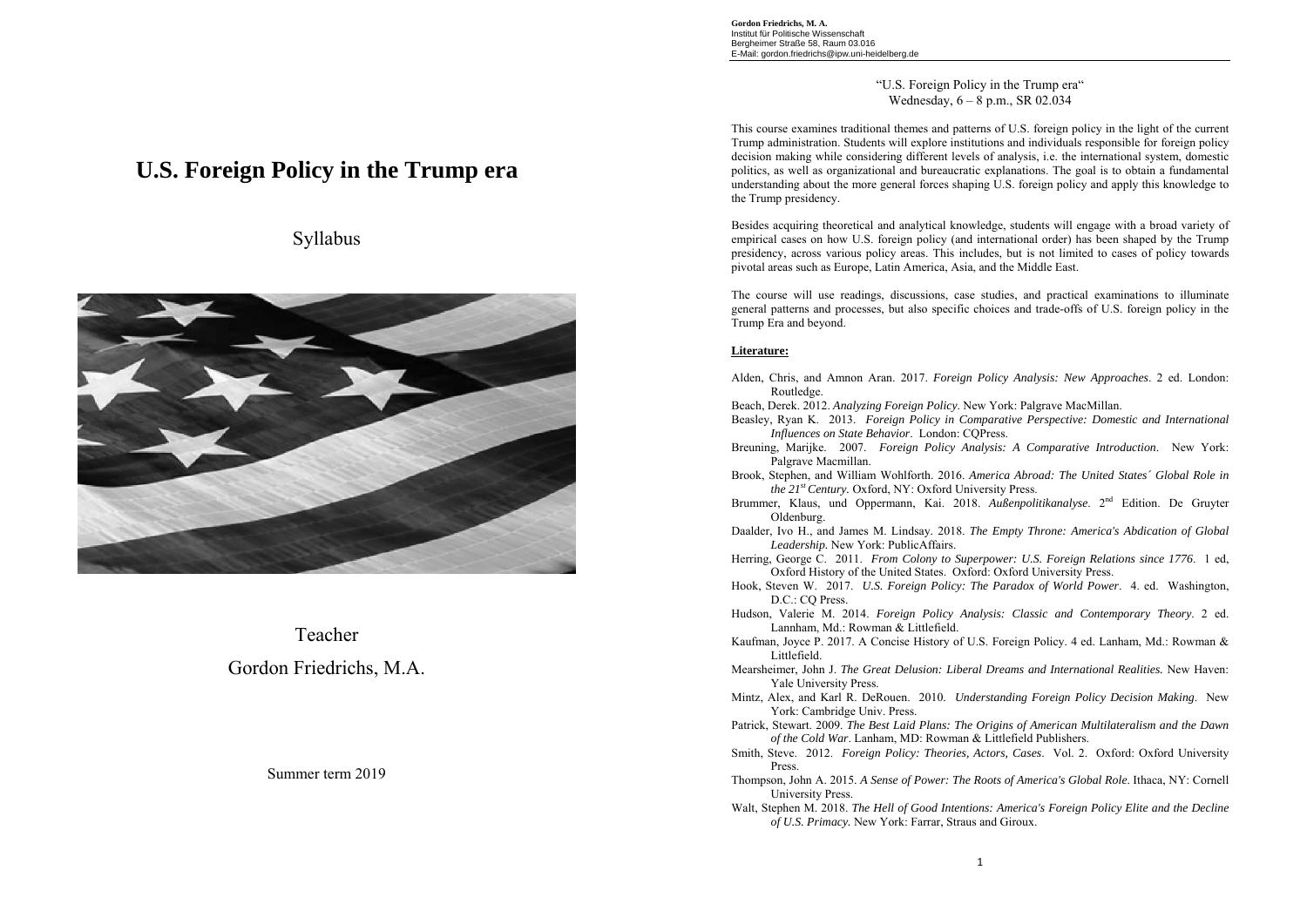# U.S. Foreign Policy in the Trump era

Syllabus

Teacher

Gordon Friedrichs, M.A.

Summer term 2019

**Gordon Friedrichs, M. A.**
Institut für Politische Wissenschaft
Bergheimer Straße 58, Raum 03.016
E-Mail: gordon.friedrichs@ipw.uni-heidelberg.de

"U.S. Foreign Policy in the Trump era"
Wednesday, 6 – 8 p.m., SR 02.034

This course examines traditional themes and patterns of U.S. foreign policy in the light of the current Trump administration. Students will explore institutions and individuals responsible for foreign policy decision making while considering different levels of analysis, i.e. the international system, domestic politics, as well as organizational and bureaucratic explanations. The goal is to obtain a fundamental understanding about the more general forces shaping U.S. foreign policy and apply this knowledge to the Trump presidency.

Besides acquiring theoretical and analytical knowledge, students will engage with a broad variety of empirical cases on how U.S. foreign policy (and international order) has been shaped by the Trump presidency, across various policy areas. This includes, but is not limited to cases of policy towards pivotal areas such as Europe, Latin America, Asia, and the Middle East.

The course will use readings, discussions, case studies, and practical examinations to illuminate general patterns and processes, but also specific choices and trade-offs of U.S. foreign policy in the Trump Era and beyond.

**Literature:**

Alden, Chris, and Amnon Aran. 2017. *Foreign Policy Analysis: New Approaches*. 2 ed. London: Routledge.

Beach, Derek. 2012. *Analyzing Foreign Policy*. New York: Palgrave MacMillan.

Beasley, Ryan K. 2013. *Foreign Policy in Comparative Perspective: Domestic and International Influences on State Behavior*. London: CQPress.

Breuning, Marijke. 2007. *Foreign Policy Analysis: A Comparative Introduction*. New York: Palgrave Macmillan.

Brook, Stephen, and William Wohlforth. 2016. *America Abroad: The United States´ Global Role in the 21st Century*. Oxford, NY: Oxford University Press.

Brummer, Klaus, und Oppermann, Kai. 2018. *Außenpolitikanalyse*. 2nd Edition. De Gruyter Oldenburg.

Daalder, Ivo H., and James M. Lindsay. 2018. *The Empty Throne: America's Abdication of Global Leadership*. New York: PublicAffairs.

Herring, George C. 2011. *From Colony to Superpower: U.S. Foreign Relations since 1776*. 1 ed, Oxford History of the United States. Oxford: Oxford University Press.

Hook, Steven W. 2017. *U.S. Foreign Policy: The Paradox of World Power*. 4. ed. Washington, D.C.: CQ Press.

Hudson, Valerie M. 2014. *Foreign Policy Analysis: Classic and Contemporary Theory*. 2 ed. Lannham, Md.: Rowman & Littlefield.

Kaufman, Joyce P. 2017. A Concise History of U.S. Foreign Policy. 4 ed. Lanham, Md.: Rowman & Littlefield.

Mearsheimer, John J. *The Great Delusion: Liberal Dreams and International Realities.* New Haven: Yale University Press.

Mintz, Alex, and Karl R. DeRouen. 2010. *Understanding Foreign Policy Decision Making*. New York: Cambridge Univ. Press.

Patrick, Stewart. 2009. *The Best Laid Plans: The Origins of American Multilateralism and the Dawn of the Cold War*. Lanham, MD: Rowman & Littlefield Publishers.

Smith, Steve. 2012. *Foreign Policy: Theories, Actors, Cases*. Vol. 2. Oxford: Oxford University Press.

Thompson, John A. 2015. *A Sense of Power: The Roots of America's Global Role*. Ithaca, NY: Cornell University Press.

Walt, Stephen M. 2018. *The Hell of Good Intentions: America's Foreign Policy Elite and the Decline of U.S. Primacy*. New York: Farrar, Straus and Giroux.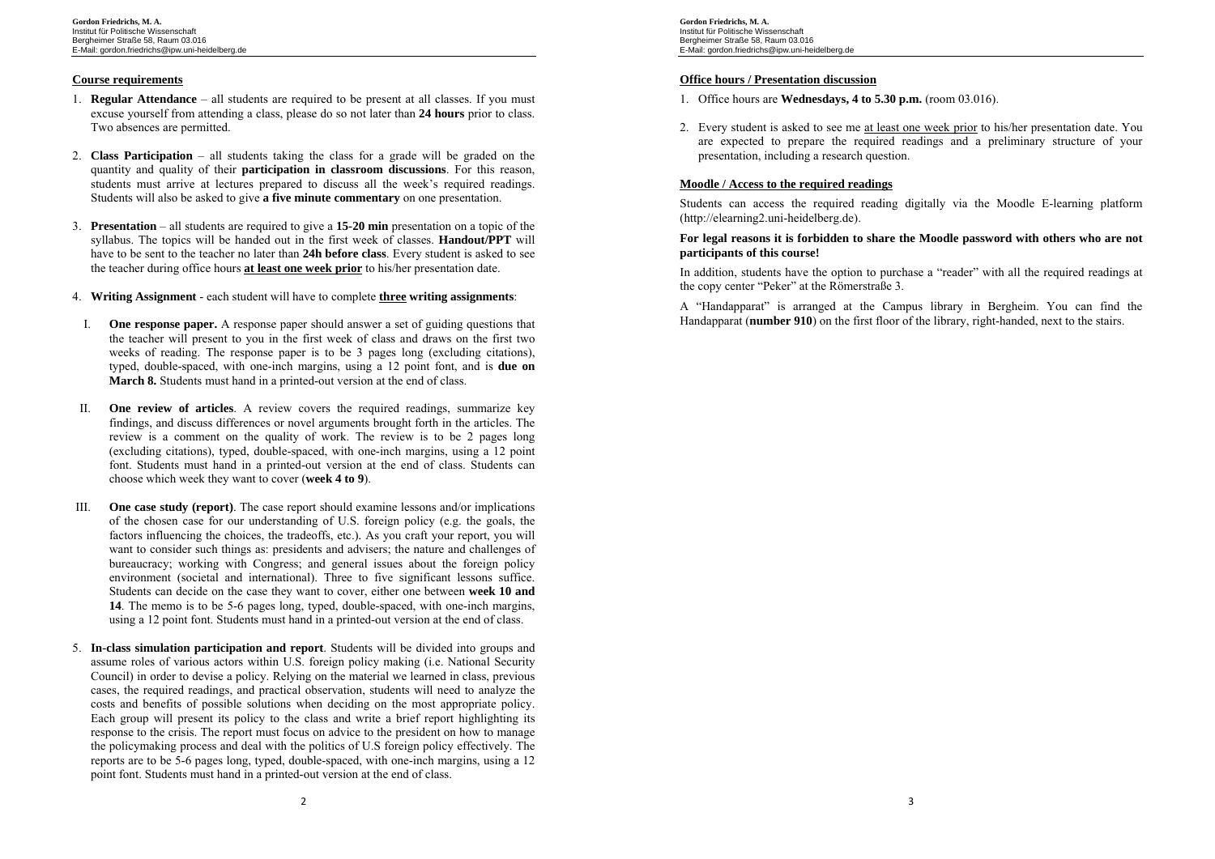## Course requirements

1. **Regular Attendance** – all students are required to be present at all classes. If you must excuse yourself from attending a class, please do so not later than **24 hours** prior to class. Two absences are permitted.

2. **Class Participation** – all students taking the class for a grade will be graded on the quantity and quality of their **participation in classroom discussions**. For this reason, students must arrive at lectures prepared to discuss all the week's required readings. Students will also be asked to give **a five minute commentary** on one presentation.

3. **Presentation** – all students are required to give a **15-20 min** presentation on a topic of the syllabus. The topics will be handed out in the first week of classes. **Handout/PPT** will have to be sent to the teacher no later than **24h before class**. Every student is asked to see the teacher during office hours **at least one week prior** to his/her presentation date.

4. **Writing Assignment** - each student will have to complete **three writing assignments**:

   I. **One response paper.** A response paper should answer a set of guiding questions that the teacher will present to you in the first week of class and draws on the first two weeks of reading. The response paper is to be 3 pages long (excluding citations), typed, double-spaced, with one-inch margins, using a 12 point font, and is **due on March 8.** Students must hand in a printed-out version at the end of class.

   II. **One review of articles**. A review covers the required readings, summarize key findings, and discuss differences or novel arguments brought forth in the articles. The review is a comment on the quality of work. The review is to be 2 pages long (excluding citations), typed, double-spaced, with one-inch margins, using a 12 point font. Students must hand in a printed-out version at the end of class. Students can choose which week they want to cover (**week 4 to 9**).

   III. **One case study (report)**. The case report should examine lessons and/or implications of the chosen case for our understanding of U.S. foreign policy (e.g. the goals, the factors influencing the choices, the tradeoffs, etc.). As you craft your report, you will want to consider such things as: presidents and advisers; the nature and challenges of bureaucracy; working with Congress; and general issues about the foreign policy environment (societal and international). Three to five significant lessons suffice. Students can decide on the case they want to cover, either one between **week 10 and 14**. The memo is to be 5-6 pages long, typed, double-spaced, with one-inch margins, using a 12 point font. Students must hand in a printed-out version at the end of class.

5. **In-class simulation participation and report**. Students will be divided into groups and assume roles of various actors within U.S. foreign policy making (i.e. National Security Council) in order to devise a policy. Relying on the material we learned in class, previous cases, the required readings, and practical observation, students will need to analyze the costs and benefits of possible solutions when deciding on the most appropriate policy. Each group will present its policy to the class and write a brief report highlighting its response to the crisis. The report must focus on advice to the president on how to manage the policymaking process and deal with the politics of U.S foreign policy effectively. The reports are to be 5-6 pages long, typed, double-spaced, with one-inch margins, using a 12 point font. Students must hand in a printed-out version at the end of class.

## Office hours / Presentation discussion

1. Office hours are **Wednesdays, 4 to 5.30 p.m.** (room 03.016).

2. Every student is asked to see me at least one week prior to his/her presentation date. You are expected to prepare the required readings and a preliminary structure of your presentation, including a research question.

## Moodle / Access to the required readings

Students can access the required reading digitally via the Moodle E-learning platform (http://elearning2.uni-heidelberg.de).

**For legal reasons it is forbidden to share the Moodle password with others who are not participants of this course!**

In addition, students have the option to purchase a "reader" with all the required readings at the copy center "Peker" at the Römerstraße 3.

A "Handapparat" is arranged at the Campus library in Bergheim. You can find the Handapparat (**number 910**) on the first floor of the library, right-handed, next to the stairs.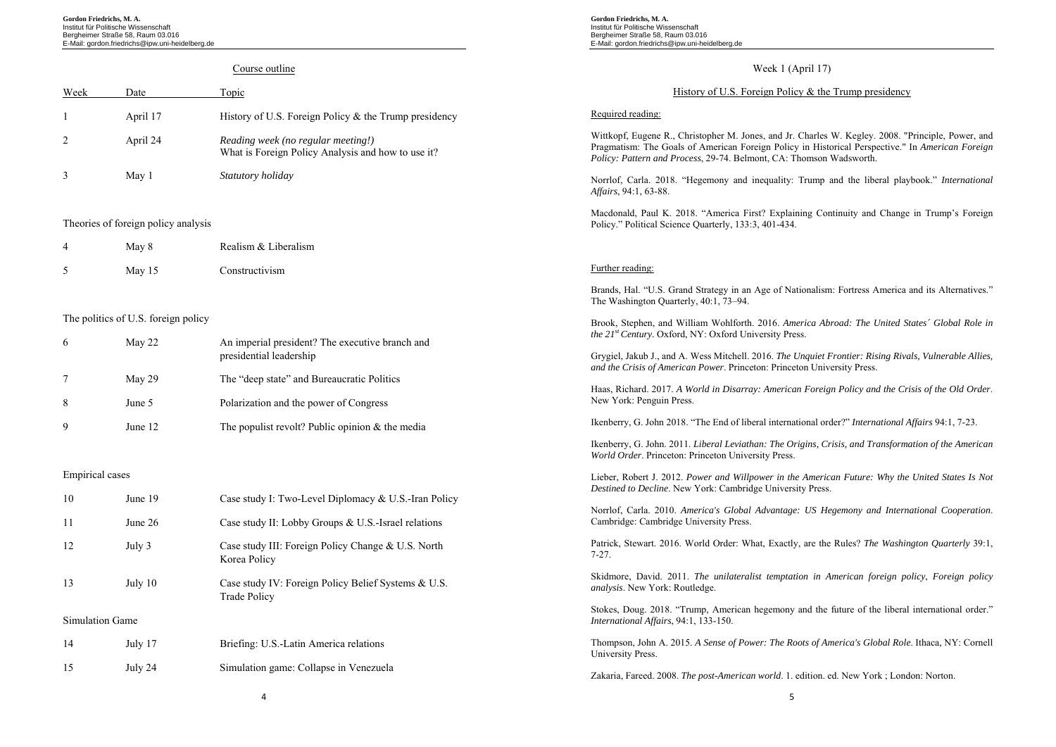## Course outline

| Week | Date | Topic |
|---|---|---|
| 1 | April 17 | History of U.S. Foreign Policy & the Trump presidency |
| 2 | April 24 | *Reading week (no regular meeting!)* What is Foreign Policy Analysis and how to use it? |
| 3 | May 1 | *Statutory holiday* |

Theories of foreign policy analysis

| Week | Date | Topic |
|---|---|---|
| 4 | May 8 | Realism & Liberalism |
| 5 | May 15 | Constructivism |

The politics of U.S. foreign policy

| Week | Date | Topic |
|---|---|---|
| 6 | May 22 | An imperial president? The executive branch and presidential leadership |
| 7 | May 29 | The "deep state" and Bureaucratic Politics |
| 8 | June 5 | Polarization and the power of Congress |
| 9 | June 12 | The populist revolt? Public opinion & the media |

Empirical cases

| Week | Date | Topic |
|---|---|---|
| 10 | June 19 | Case study I: Two-Level Diplomacy & U.S.-Iran Policy |
| 11 | June 26 | Case study II: Lobby Groups & U.S.-Israel relations |
| 12 | July 3 | Case study III: Foreign Policy Change & U.S. North Korea Policy |
| 13 | July 10 | Case study IV: Foreign Policy Belief Systems & U.S. Trade Policy |

Simulation Game

| Week | Date | Topic |
|---|---|---|
| 14 | July 17 | Briefing: U.S.-Latin America relations |
| 15 | July 24 | Simulation game: Collapse in Venezuela |

## Week 1 (April 17)

### History of U.S. Foreign Policy & the Trump presidency

Required reading:

Wittkopf, Eugene R., Christopher M. Jones, and Jr. Charles W. Kegley. 2008. "Principle, Power, and Pragmatism: The Goals of American Foreign Policy in Historical Perspective." In *American Foreign Policy: Pattern and Process*, 29-74. Belmont, CA: Thomson Wadsworth.

Norrlof, Carla. 2018. "Hegemony and inequality: Trump and the liberal playbook." *International Affairs*, 94:1, 63-88.

Macdonald, Paul K. 2018. "America First? Explaining Continuity and Change in Trump's Foreign Policy." Political Science Quarterly, 133:3, 401-434.

Further reading:

Brands, Hal. "U.S. Grand Strategy in an Age of Nationalism: Fortress America and its Alternatives." The Washington Quarterly, 40:1, 73–94.

Brook, Stephen, and William Wohlforth. 2016. *America Abroad: The United States´ Global Role in the 21st Century*. Oxford, NY: Oxford University Press.

Grygiel, Jakub J., and A. Wess Mitchell. 2016. *The Unquiet Frontier: Rising Rivals, Vulnerable Allies, and the Crisis of American Power*. Princeton: Princeton University Press.

Haas, Richard. 2017. *A World in Disarray: American Foreign Policy and the Crisis of the Old Order*. New York: Penguin Press.

Ikenberry, G. John 2018. "The End of liberal international order?" *International Affairs* 94:1, 7-23.

Ikenberry, G. John. 2011. *Liberal Leviathan: The Origins, Crisis, and Transformation of the American World Order*. Princeton: Princeton University Press.

Lieber, Robert J. 2012. *Power and Willpower in the American Future: Why the United States Is Not Destined to Decline*. New York: Cambridge University Press.

Norrlof, Carla. 2010. *America's Global Advantage: US Hegemony and International Cooperation*. Cambridge: Cambridge University Press.

Patrick, Stewart. 2016. World Order: What, Exactly, are the Rules? *The Washington Quarterly* 39:1, 7-27.

Skidmore, David. 2011. *The unilateralist temptation in American foreign policy*, *Foreign policy analysis*. New York: Routledge.

Stokes, Doug. 2018. "Trump, American hegemony and the future of the liberal international order." *International Affairs*, 94:1, 133-150.

Thompson, John A. 2015. *A Sense of Power: The Roots of America's Global Role*. Ithaca, NY: Cornell University Press.

Zakaria, Fareed. 2008. *The post-American world*. 1. edition. ed. New York ; London: Norton.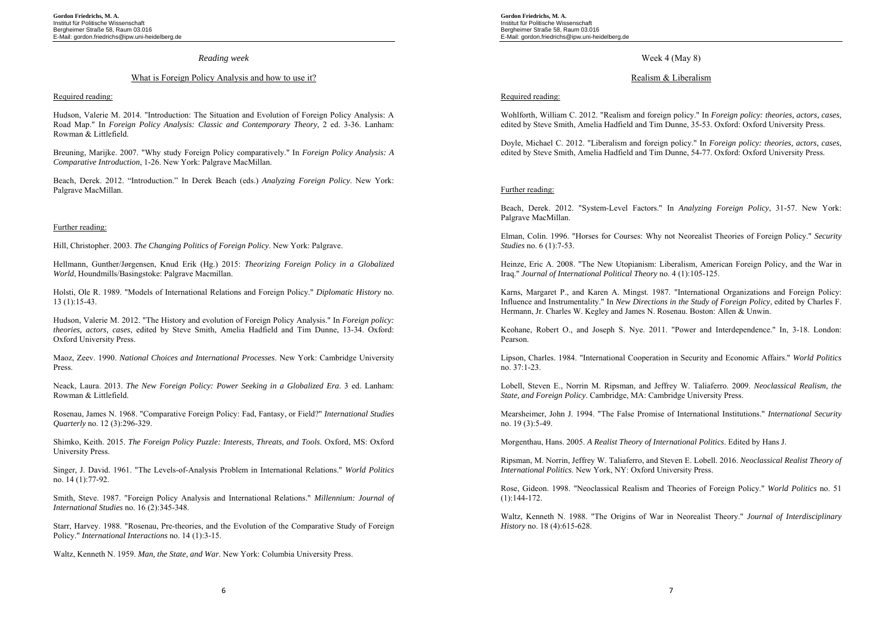*Reading week*

## What is Foreign Policy Analysis and how to use it?

### Required reading:

Hudson, Valerie M. 2014. "Introduction: The Situation and Evolution of Foreign Policy Analysis: A Road Map." In *Foreign Policy Analysis: Classic and Contemporary Theory*, 2 ed. 3-36. Lanham: Rowman & Littlefield.

Breuning, Marijke. 2007. "Why study Foreign Policy comparatively." In *Foreign Policy Analysis: A Comparative Introduction*, 1-26. New York: Palgrave MacMillan.

Beach, Derek. 2012. "Introduction." In Derek Beach (eds.) *Analyzing Foreign Policy*. New York: Palgrave MacMillan.

### Further reading:

Hill, Christopher. 2003. *The Changing Politics of Foreign Policy*. New York: Palgrave.

Hellmann, Gunther/Jørgensen, Knud Erik (Hg.) 2015: *Theorizing Foreign Policy in a Globalized World*, Houndmills/Basingstoke: Palgrave Macmillan.

Holsti, Ole R. 1989. "Models of International Relations and Foreign Policy." *Diplomatic History* no. 13 (1):15-43.

Hudson, Valerie M. 2012. "The History and evolution of Foreign Policy Analysis." In *Foreign policy: theories, actors, cases*, edited by Steve Smith, Amelia Hadfield and Tim Dunne, 13-34. Oxford: Oxford University Press.

Maoz, Zeev. 1990. *National Choices and International Processes*. New York: Cambridge University Press.

Neack, Laura. 2013. *The New Foreign Policy: Power Seeking in a Globalized Era*. 3 ed. Lanham: Rowman & Littlefield.

Rosenau, James N. 1968. "Comparative Foreign Policy: Fad, Fantasy, or Field?" *International Studies Quarterly* no. 12 (3):296-329.

Shimko, Keith. 2015. *The Foreign Policy Puzzle: Interests, Threats, and Tools*. Oxford, MS: Oxford University Press.

Singer, J. David. 1961. "The Levels-of-Analysis Problem in International Relations." *World Politics* no. 14 (1):77-92.

Smith, Steve. 1987. "Foreign Policy Analysis and International Relations." *Millennium: Journal of International Studies* no. 16 (2):345-348.

Starr, Harvey. 1988. "Rosenau, Pre-theories, and the Evolution of the Comparative Study of Foreign Policy." *International Interactions* no. 14 (1):3-15.

Waltz, Kenneth N. 1959. *Man, the State, and War*. New York: Columbia University Press.

Week 4 (May 8)

## Realism & Liberalism

### Required reading:

Wohlforth, William C. 2012. "Realism and foreign policy." In *Foreign policy: theories, actors, cases*, edited by Steve Smith, Amelia Hadfield and Tim Dunne, 35-53. Oxford: Oxford University Press.

Doyle, Michael C. 2012. "Liberalism and foreign policy." In *Foreign policy: theories, actors, cases*, edited by Steve Smith, Amelia Hadfield and Tim Dunne, 54-77. Oxford: Oxford University Press.

### Further reading:

Beach, Derek. 2012. "System-Level Factors." In *Analyzing Foreign Policy*, 31-57. New York: Palgrave MacMillan.

Elman, Colin. 1996. "Horses for Courses: Why not Neorealist Theories of Foreign Policy." *Security Studies* no. 6 (1):7-53.

Heinze, Eric A. 2008. "The New Utopianism: Liberalism, American Foreign Policy, and the War in Iraq." *Journal of International Political Theory* no. 4 (1):105-125.

Karns, Margaret P., and Karen A. Mingst. 1987. "International Organizations and Foreign Policy: Influence and Instrumentality." In *New Directions in the Study of Foreign Policy*, edited by Charles F. Hermann, Jr. Charles W. Kegley and James N. Rosenau. Boston: Allen & Unwin.

Keohane, Robert O., and Joseph S. Nye. 2011. "Power and Interdependence." In, 3-18. London: Pearson.

Lipson, Charles. 1984. "International Cooperation in Security and Economic Affairs." *World Politics* no. 37:1-23.

Lobell, Steven E., Norrin M. Ripsman, and Jeffrey W. Taliaferro. 2009. *Neoclassical Realism, the State, and Foreign Policy*. Cambridge, MA: Cambridge University Press.

Mearsheimer, John J. 1994. "The False Promise of International Institutions." *International Security* no. 19 (3):5-49.

Morgenthau, Hans. 2005. *A Realist Theory of International Politics*. Edited by Hans J.

Ripsman, M. Norrin, Jeffrey W. Taliaferro, and Steven E. Lobell. 2016. *Neoclassical Realist Theory of International Politics*. New York, NY: Oxford University Press.

Rose, Gideon. 1998. "Neoclassical Realism and Theories of Foreign Policy." *World Politics* no. 51 (1):144-172.

Waltz, Kenneth N. 1988. "The Origins of War in Neorealist Theory." *Journal of Interdisciplinary History* no. 18 (4):615-628.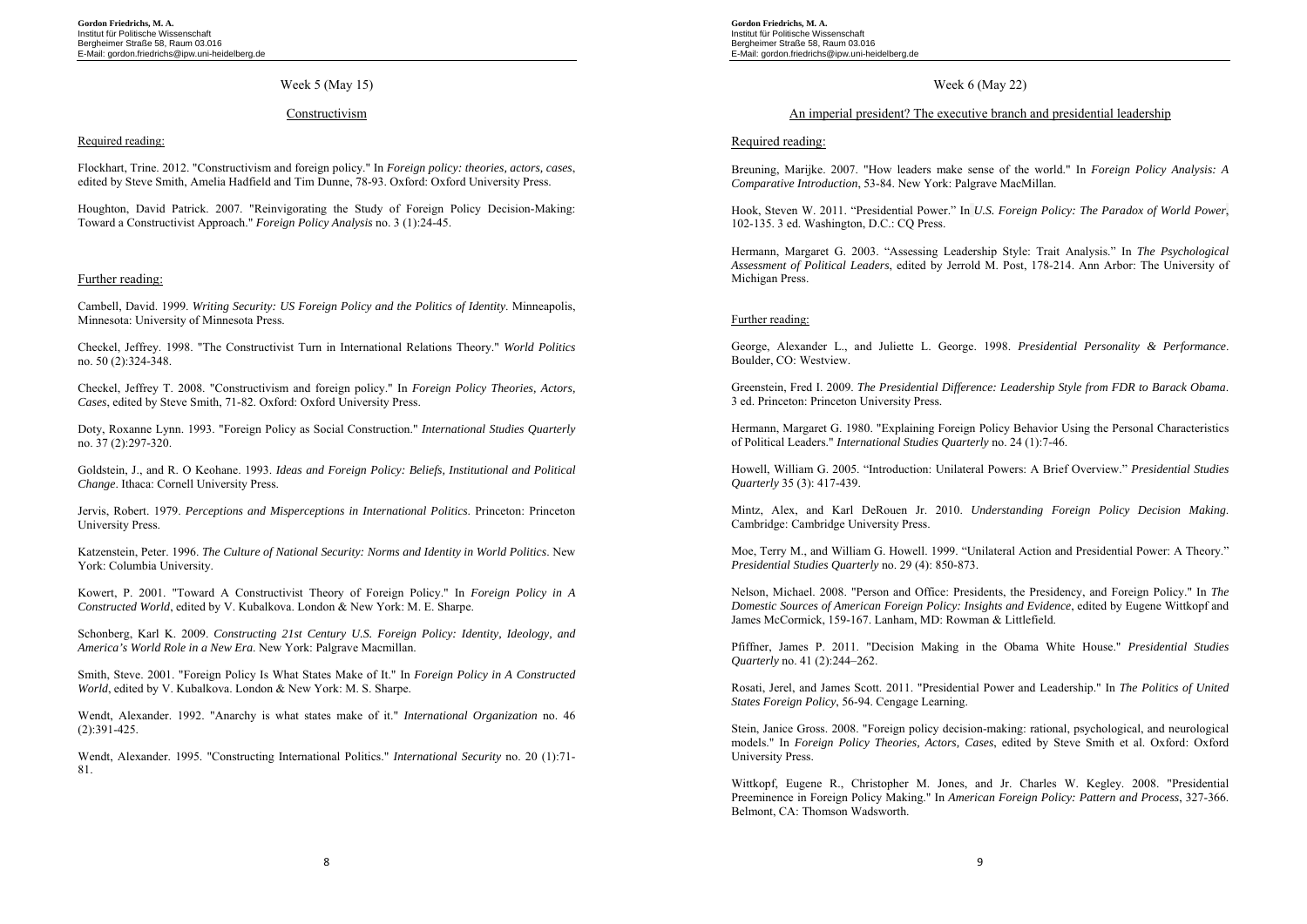Week 5 (May 15)

## Constructivism

### Required reading:

Flockhart, Trine. 2012. "Constructivism and foreign policy." In *Foreign policy: theories, actors, cases*, edited by Steve Smith, Amelia Hadfield and Tim Dunne, 78-93. Oxford: Oxford University Press.

Houghton, David Patrick. 2007. "Reinvigorating the Study of Foreign Policy Decision-Making: Toward a Constructivist Approach." *Foreign Policy Analysis* no. 3 (1):24-45.

### Further reading:

Cambell, David. 1999. *Writing Security: US Foreign Policy and the Politics of Identity*. Minneapolis, Minnesota: University of Minnesota Press.

Checkel, Jeffrey. 1998. "The Constructivist Turn in International Relations Theory." *World Politics* no. 50 (2):324-348.

Checkel, Jeffrey T. 2008. "Constructivism and foreign policy." In *Foreign Policy Theories, Actors, Cases*, edited by Steve Smith, 71-82. Oxford: Oxford University Press.

Doty, Roxanne Lynn. 1993. "Foreign Policy as Social Construction." *International Studies Quarterly* no. 37 (2):297-320.

Goldstein, J., and R. O Keohane. 1993. *Ideas and Foreign Policy: Beliefs, Institutional and Political Change*. Ithaca: Cornell University Press.

Jervis, Robert. 1979. *Perceptions and Misperceptions in International Politics*. Princeton: Princeton University Press.

Katzenstein, Peter. 1996. *The Culture of National Security: Norms and Identity in World Politics*. New York: Columbia University.

Kowert, P. 2001. "Toward A Constructivist Theory of Foreign Policy." In *Foreign Policy in A Constructed World*, edited by V. Kubalkova. London & New York: M. E. Sharpe.

Schonberg, Karl K. 2009. *Constructing 21st Century U.S. Foreign Policy: Identity, Ideology, and America's World Role in a New Era*. New York: Palgrave Macmillan.

Smith, Steve. 2001. "Foreign Policy Is What States Make of It." In *Foreign Policy in A Constructed World*, edited by V. Kubalkova. London & New York: M. S. Sharpe.

Wendt, Alexander. 1992. "Anarchy is what states make of it." *International Organization* no. 46 (2):391-425.

Wendt, Alexander. 1995. "Constructing International Politics." *International Security* no. 20 (1):71-81.

Week 6 (May 22)

## An imperial president? The executive branch and presidential leadership

### Required reading:

Breuning, Marijke. 2007. "How leaders make sense of the world." In *Foreign Policy Analysis: A Comparative Introduction*, 53-84. New York: Palgrave MacMillan.

Hook, Steven W. 2011. "Presidential Power." In *U.S. Foreign Policy: The Paradox of World Power*, 102-135. 3 ed. Washington, D.C.: CQ Press.

Hermann, Margaret G. 2003. "Assessing Leadership Style: Trait Analysis." In *The Psychological Assessment of Political Leaders*, edited by Jerrold M. Post, 178-214. Ann Arbor: The University of Michigan Press.

### Further reading:

George, Alexander L., and Juliette L. George. 1998. *Presidential Personality & Performance*. Boulder, CO: Westview.

Greenstein, Fred I. 2009. *The Presidential Difference: Leadership Style from FDR to Barack Obama*. 3 ed. Princeton: Princeton University Press.

Hermann, Margaret G. 1980. "Explaining Foreign Policy Behavior Using the Personal Characteristics of Political Leaders." *International Studies Quarterly* no. 24 (1):7-46.

Howell, William G. 2005. "Introduction: Unilateral Powers: A Brief Overview." *Presidential Studies Quarterly* 35 (3): 417-439.

Mintz, Alex, and Karl DeRouen Jr. 2010. *Understanding Foreign Policy Decision Making*. Cambridge: Cambridge University Press.

Moe, Terry M., and William G. Howell. 1999. "Unilateral Action and Presidential Power: A Theory." *Presidential Studies Quarterly* no. 29 (4): 850-873.

Nelson, Michael. 2008. "Person and Office: Presidents, the Presidency, and Foreign Policy." In *The Domestic Sources of American Foreign Policy: Insights and Evidence*, edited by Eugene Wittkopf and James McCormick, 159-167. Lanham, MD: Rowman & Littlefield.

Pfiffner, James P. 2011. "Decision Making in the Obama White House." *Presidential Studies Quarterly* no. 41 (2):244–262.

Rosati, Jerel, and James Scott. 2011. "Presidential Power and Leadership." In *The Politics of United States Foreign Policy*, 56-94. Cengage Learning.

Stein, Janice Gross. 2008. "Foreign policy decision-making: rational, psychological, and neurological models." In *Foreign Policy Theories, Actors, Cases*, edited by Steve Smith et al. Oxford: Oxford University Press.

Wittkopf, Eugene R., Christopher M. Jones, and Jr. Charles W. Kegley. 2008. "Presidential Preeminence in Foreign Policy Making." In *American Foreign Policy: Pattern and Process*, 327-366. Belmont, CA: Thomson Wadsworth.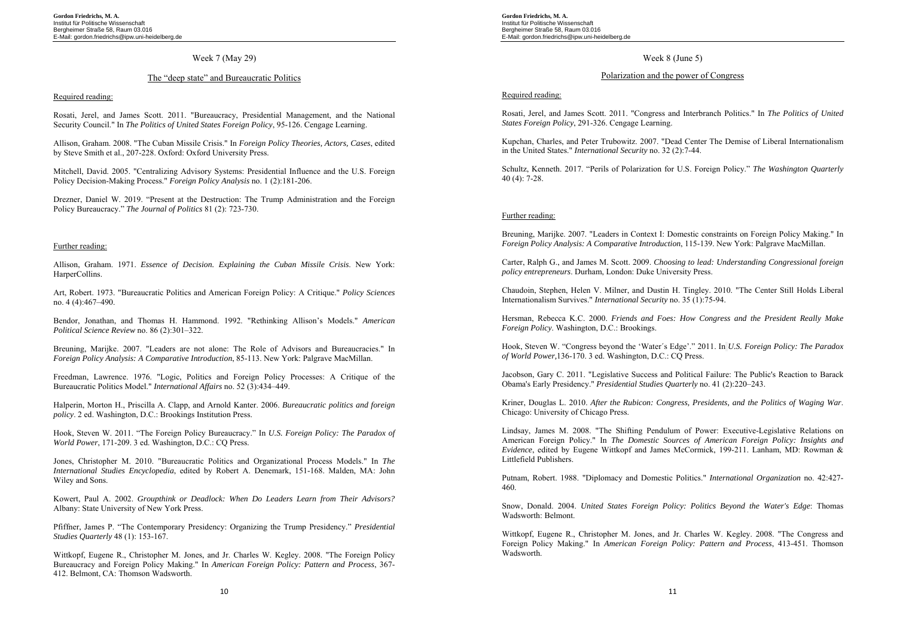## Week 7 (May 29)

### The "deep state" and Bureaucratic Politics

Required reading:

Rosati, Jerel, and James Scott. 2011. "Bureaucracy, Presidential Management, and the National Security Council." In *The Politics of United States Foreign Policy*, 95-126. Cengage Learning.

Allison, Graham. 2008. "The Cuban Missile Crisis." In *Foreign Policy Theories, Actors, Cases*, edited by Steve Smith et al., 207-228. Oxford: Oxford University Press.

Mitchell, David. 2005. "Centralizing Advisory Systems: Presidential Influence and the U.S. Foreign Policy Decision-Making Process." *Foreign Policy Analysis* no. 1 (2):181-206.

Drezner, Daniel W. 2019. "Present at the Destruction: The Trump Administration and the Foreign Policy Bureaucracy." *The Journal of Politics* 81 (2): 723-730.

Further reading:

Allison, Graham. 1971. *Essence of Decision. Explaining the Cuban Missile Crisis*. New York: HarperCollins.

Art, Robert. 1973. "Bureaucratic Politics and American Foreign Policy: A Critique." *Policy Sciences* no. 4 (4):467–490.

Bendor, Jonathan, and Thomas H. Hammond. 1992. "Rethinking Allison's Models." *American Political Science Review* no. 86 (2):301–322.

Breuning, Marijke. 2007. "Leaders are not alone: The Role of Advisors and Bureaucracies." In *Foreign Policy Analysis: A Comparative Introduction*, 85-113. New York: Palgrave MacMillan.

Freedman, Lawrence. 1976. "Logic, Politics and Foreign Policy Processes: A Critique of the Bureaucratic Politics Model." *International Affairs* no. 52 (3):434–449.

Halperin, Morton H., Priscilla A. Clapp, and Arnold Kanter. 2006. *Bureaucratic politics and foreign policy*. 2 ed. Washington, D.C.: Brookings Institution Press.

Hook, Steven W. 2011. "The Foreign Policy Bureaucracy." In *U.S. Foreign Policy: The Paradox of World Power*, 171-209. 3 ed. Washington, D.C.: CQ Press.

Jones, Christopher M. 2010. "Bureaucratic Politics and Organizational Process Models." In *The International Studies Encyclopedia*, edited by Robert A. Denemark, 151-168. Malden, MA: John Wiley and Sons.

Kowert, Paul A. 2002. *Groupthink or Deadlock: When Do Leaders Learn from Their Advisors?* Albany: State University of New York Press.

Pfiffner, James P. "The Contemporary Presidency: Organizing the Trump Presidency." *Presidential Studies Quarterly* 48 (1): 153-167.

Wittkopf, Eugene R., Christopher M. Jones, and Jr. Charles W. Kegley. 2008. "The Foreign Policy Bureaucracy and Foreign Policy Making." In *American Foreign Policy: Pattern and Process*, 367-412. Belmont, CA: Thomson Wadsworth.

## Week 8 (June 5)

### Polarization and the power of Congress

Required reading:

Rosati, Jerel, and James Scott. 2011. "Congress and Interbranch Politics." In *The Politics of United States Foreign Policy*, 291-326. Cengage Learning.

Kupchan, Charles, and Peter Trubowitz. 2007. "Dead Center The Demise of Liberal Internationalism in the United States." *International Security* no. 32 (2):7-44.

Schultz, Kenneth. 2017. "Perils of Polarization for U.S. Foreign Policy." *The Washington Quarterly* 40 (4): 7-28.

Further reading:

Breuning, Marijke. 2007. "Leaders in Context I: Domestic constraints on Foreign Policy Making." In *Foreign Policy Analysis: A Comparative Introduction*, 115-139. New York: Palgrave MacMillan.

Carter, Ralph G., and James M. Scott. 2009. *Choosing to lead: Understanding Congressional foreign policy entrepreneurs*. Durham, London: Duke University Press.

Chaudoin, Stephen, Helen V. Milner, and Dustin H. Tingley. 2010. "The Center Still Holds Liberal Internationalism Survives." *International Security* no. 35 (1):75-94.

Hersman, Rebecca K.C. 2000. *Friends and Foes: How Congress and the President Really Make Foreign Policy*. Washington, D.C.: Brookings.

Hook, Steven W. "Congress beyond the 'Water´s Edge'." 2011. In *U.S. Foreign Policy: The Paradox of World Power*,136-170. 3 ed. Washington, D.C.: CQ Press.

Jacobson, Gary C. 2011. "Legislative Success and Political Failure: The Public's Reaction to Barack Obama's Early Presidency." *Presidential Studies Quarterly* no. 41 (2):220–243.

Kriner, Douglas L. 2010. *After the Rubicon: Congress, Presidents, and the Politics of Waging War*. Chicago: University of Chicago Press.

Lindsay, James M. 2008. "The Shifting Pendulum of Power: Executive-Legislative Relations on American Foreign Policy." In *The Domestic Sources of American Foreign Policy: Insights and Evidence*, edited by Eugene Wittkopf and James McCormick, 199-211. Lanham, MD: Rowman & Littlefield Publishers.

Putnam, Robert. 1988. "Diplomacy and Domestic Politics." *International Organization* no. 42:427-460.

Snow, Donald. 2004. *United States Foreign Policy: Politics Beyond the Water's Edge*: Thomas Wadsworth: Belmont.

Wittkopf, Eugene R., Christopher M. Jones, and Jr. Charles W. Kegley. 2008. "The Congress and Foreign Policy Making." In *American Foreign Policy: Pattern and Process*, 413-451. Thomson Wadsworth.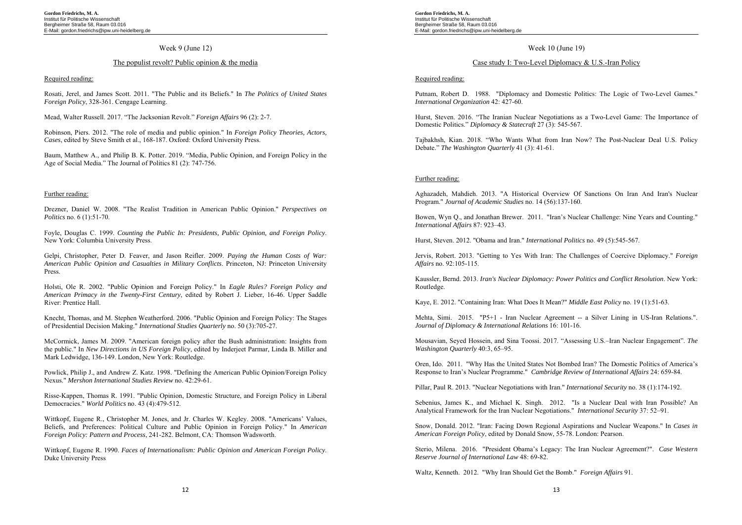## Week 9 (June 12)

### The populist revolt? Public opinion & the media

Required reading:

Rosati, Jerel, and James Scott. 2011. "The Public and its Beliefs." In *The Politics of United States Foreign Policy*, 328-361. Cengage Learning.

Mead, Walter Russell. 2017. "The Jacksonian Revolt." *Foreign Affairs* 96 (2): 2-7.

Robinson, Piers. 2012. "The role of media and public opinion." In *Foreign Policy Theories, Actors, Cases*, edited by Steve Smith et al., 168-187. Oxford: Oxford University Press.

Baum, Matthew A., and Philip B. K. Potter. 2019. "Media, Public Opinion, and Foreign Policy in the Age of Social Media." The Journal of Politics 81 (2): 747-756.

Further reading:

Drezner, Daniel W. 2008. "The Realist Tradition in American Public Opinion." *Perspectives on Politics* no. 6 (1):51-70.

Foyle, Douglas C. 1999. *Counting the Public In: Presidents, Public Opinion, and Foreign Policy*. New York: Columbia University Press.

Gelpi, Christopher, Peter D. Feaver, and Jason Reifler. 2009. *Paying the Human Costs of War: American Public Opinion and Casualties in Military Conflicts*. Princeton, NJ: Princeton University Press.

Holsti, Ole R. 2002. "Public Opinion and Foreign Policy." In *Eagle Rules? Foreign Policy and American Primacy in the Twenty-First Century*, edited by Robert J. Lieber, 16-46. Upper Saddle River: Prentice Hall.

Knecht, Thomas, and M. Stephen Weatherford. 2006. "Public Opinion and Foreign Policy: The Stages of Presidential Decision Making." *International Studies Quarterly* no. 50 (3):705-27.

McCormick, James M. 2009. "American foreign policy after the Bush administration: Insights from the public." In *New Directions in US Foreign Policy*, edited by Inderjeet Parmar, Linda B. Miller and Mark Ledwidge, 136-149. London, New York: Routledge.

Powlick, Philip J., and Andrew Z. Katz. 1998. "Defining the American Public Opinion/Foreign Policy Nexus." *Mershon International Studies Review* no. 42:29-61.

Risse-Kappen, Thomas R. 1991. "Public Opinion, Domestic Structure, and Foreign Policy in Liberal Democracies." *World Politics* no. 43 (4):479-512.

Wittkopf, Eugene R., Christopher M. Jones, and Jr. Charles W. Kegley. 2008. "Americans' Values, Beliefs, and Preferences: Political Culture and Public Opinion in Foreign Policy." In *American Foreign Policy: Pattern and Process*, 241-282. Belmont, CA: Thomson Wadsworth.

Wittkopf, Eugene R. 1990. *Faces of Internationalism: Public Opinion and American Foreign Policy*. Duke University Press

## Week 10 (June 19)

### Case study I: Two-Level Diplomacy & U.S.-Iran Policy

Required reading:

Putnam, Robert D. 1988. "Diplomacy and Domestic Politics: The Logic of Two-Level Games." *International Organization* 42: 427-60.

Hurst, Steven. 2016. "The Iranian Nuclear Negotiations as a Two-Level Game: The Importance of Domestic Politics." *Diplomacy & Statecraft* 27 (3): 545-567.

Tajbakhsh, Kian. 2018. "Who Wants What from Iran Now? The Post-Nuclear Deal U.S. Policy Debate." *The Washington Quarterly* 41 (3): 41-61.

Further reading:

Aghazadeh, Mahdieh. 2013. "A Historical Overview Of Sanctions On Iran And Iran's Nuclear Program." *Journal of Academic Studies* no. 14 (56):137-160.

Bowen, Wyn Q., and Jonathan Brewer. 2011. "Iran's Nuclear Challenge: Nine Years and Counting." *International Affairs* 87: 923–43.

Hurst, Steven. 2012. "Obama and Iran." *International Politics* no. 49 (5):545-567.

Jervis, Robert. 2013. "Getting to Yes With Iran: The Challenges of Coercive Diplomacy." *Foreign Affairs* no. 92:105-115.

Kaussler, Bernd. 2013. *Iran's Nuclear Diplomacy: Power Politics and Conflict Resolution*. New York: Routledge.

Kaye, E. 2012. "Containing Iran: What Does It Mean?" *Middle East Policy* no. 19 (1):51-63.

Mehta, Simi. 2015. "P5+1 - Iran Nuclear Agreement -- a Silver Lining in US-Iran Relations.". *Journal of Diplomacy & International Relations* 16: 101-16.

Mousavian, Seyed Hossein, and Sina Toossi. 2017. "Assessing U.S.–Iran Nuclear Engagement". *The Washington Quarterly* 40:3, 65–95.

Oren, Ido. 2011. "Why Has the United States Not Bombed Iran? The Domestic Politics of America's Response to Iran's Nuclear Programme." *Cambridge Review of International Affairs* 24: 659-84.

Pillar, Paul R. 2013. "Nuclear Negotiations with Iran." *International Security* no. 38 (1):174-192.

Sebenius, James K., and Michael K. Singh. 2012. "Is a Nuclear Deal with Iran Possible? An Analytical Framework for the Iran Nuclear Negotiations." *International Security* 37: 52–91.

Snow, Donald. 2012. "Iran: Facing Down Regional Aspirations and Nuclear Weapons." In *Cases in American Foreign Policy*, edited by Donald Snow, 55-78. London: Pearson.

Sterio, Milena. 2016. "President Obama's Legacy: The Iran Nuclear Agreement?". *Case Western Reserve Journal of International Law* 48: 69-82.

Waltz, Kenneth. 2012. "Why Iran Should Get the Bomb." *Foreign Affairs* 91.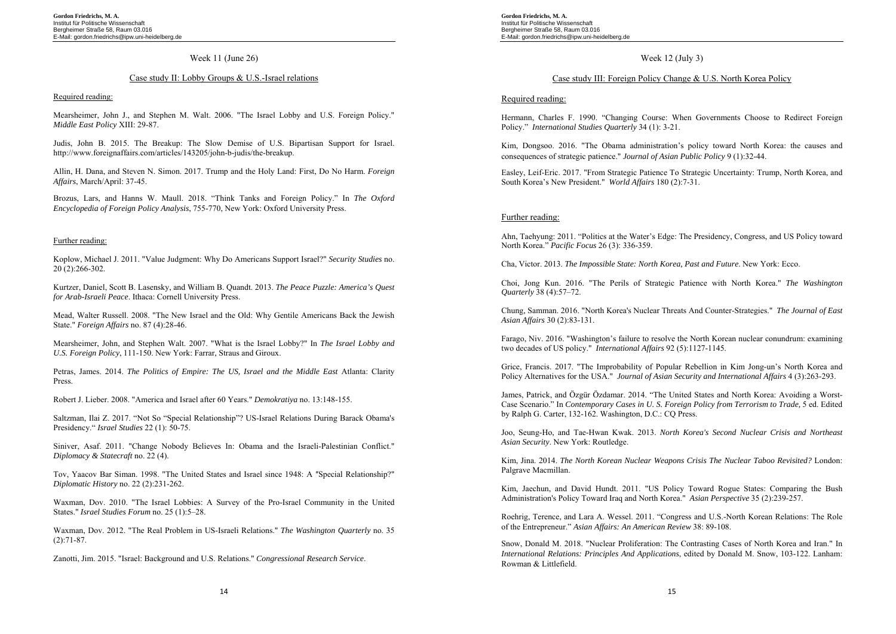## Week 11 (June 26)

### Case study II: Lobby Groups & U.S.-Israel relations

Required reading:

Mearsheimer, John J., and Stephen M. Walt. 2006. "The Israel Lobby and U.S. Foreign Policy." *Middle East Policy* XIII: 29-87.

Judis, John B. 2015. The Breakup: The Slow Demise of U.S. Bipartisan Support for Israel. http://www.foreignaffairs.com/articles/143205/john-b-judis/the-breakup.

Allin, H. Dana, and Steven N. Simon. 2017. Trump and the Holy Land: First, Do No Harm. *Foreign Affairs*, March/April: 37-45.

Brozus, Lars, and Hanns W. Maull. 2018. "Think Tanks and Foreign Policy." In *The Oxford Encyclopedia of Foreign Policy Analysis*, 755-770, New York: Oxford University Press.

Further reading:

Koplow, Michael J. 2011. "Value Judgment: Why Do Americans Support Israel?" *Security Studies* no. 20 (2):266-302.

Kurtzer, Daniel, Scott B. Lasensky, and William B. Quandt. 2013. *The Peace Puzzle: America's Quest for Arab-Israeli Peace*. Ithaca: Cornell University Press.

Mead, Walter Russell. 2008. "The New Israel and the Old: Why Gentile Americans Back the Jewish State." *Foreign Affairs* no. 87 (4):28-46.

Mearsheimer, John, and Stephen Walt. 2007. "What is the Israel Lobby?" In *The Israel Lobby and U.S. Foreign Policy*, 111-150. New York: Farrar, Straus and Giroux.

Petras, James. 2014. *The Politics of Empire: The US, Israel and the Middle East* Atlanta: Clarity Press.

Robert J. Lieber. 2008. "America and Israel after 60 Years." *Demokratiya* no. 13:148-155.

Saltzman, Ilai Z. 2017. "Not So "Special Relationship"? US-Israel Relations During Barack Obama's Presidency." *Israel Studies* 22 (1): 50-75.

Siniver, Asaf. 2011. "Change Nobody Believes In: Obama and the Israeli-Palestinian Conflict." *Diplomacy & Statecraft* no. 22 (4).

Tov, Yaacov Bar Siman. 1998. "The United States and Israel since 1948: A "Special Relationship?" *Diplomatic History* no. 22 (2):231-262.

Waxman, Dov. 2010. "The Israel Lobbies: A Survey of the Pro-Israel Community in the United States." *Israel Studies Forum* no. 25 (1):5–28.

Waxman, Dov. 2012. "The Real Problem in US-Israeli Relations." *The Washington Quarterly* no. 35 (2):71-87.

Zanotti, Jim. 2015. "Israel: Background and U.S. Relations." *Congressional Research Service*.

## Week 12 (July 3)

### Case study III: Foreign Policy Change & U.S. North Korea Policy

Required reading:

Hermann, Charles F. 1990. "Changing Course: When Governments Choose to Redirect Foreign Policy." *International Studies Quarterly* 34 (1): 3-21.

Kim, Dongsoo. 2016. "The Obama administration's policy toward North Korea: the causes and consequences of strategic patience." *Journal of Asian Public Policy* 9 (1):32-44.

Easley, Leif-Eric. 2017. "From Strategic Patience To Strategic Uncertainty: Trump, North Korea, and South Korea's New President." *World Affairs* 180 (2):7-31.

Further reading:

Ahn, Taehyung: 2011. "Politics at the Water's Edge: The Presidency, Congress, and US Policy toward North Korea." *Pacific Focus* 26 (3): 336-359.

Cha, Victor. 2013. *The Impossible State: North Korea, Past and Future*. New York: Ecco.

Choi, Jong Kun. 2016. "The Perils of Strategic Patience with North Korea." *The Washington Quarterly* 38 (4):57–72.

Chung, Samman. 2016. "North Korea's Nuclear Threats And Counter-Strategies." *The Journal of East Asian Affairs* 30 (2):83-131.

Farago, Niv. 2016. "Washington's failure to resolve the North Korean nuclear conundrum: examining two decades of US policy." *International Affairs* 92 (5):1127-1145.

Grice, Francis. 2017. "The Improbability of Popular Rebellion in Kim Jong-un's North Korea and Policy Alternatives for the USA." *Journal of Asian Security and International Affairs* 4 (3):263-293.

James, Patrick, and Özgür Özdamar. 2014. "The United States and North Korea: Avoiding a Worst-Case Scenario." In *Contemporary Cases in U. S. Foreign Policy from Terrorism to Trade,* 5 ed. Edited by Ralph G. Carter, 132-162. Washington, D.C.: CQ Press.

Joo, Seung-Ho, and Tae-Hwan Kwak. 2013. *North Korea's Second Nuclear Crisis and Northeast Asian Security*. New York: Routledge.

Kim, Jina. 2014. *The North Korean Nuclear Weapons Crisis The Nuclear Taboo Revisited?* London: Palgrave Macmillan.

Kim, Jaechun, and David Hundt. 2011. "US Policy Toward Rogue States: Comparing the Bush Administration's Policy Toward Iraq and North Korea." *Asian Perspective* 35 (2):239-257.

Roehrig, Terence, and Lara A. Wessel. 2011. "Congress and U.S.-North Korean Relations: The Role of the Entrepreneur." *Asian Affairs: An American Review* 38: 89-108.

Snow, Donald M. 2018. "Nuclear Proliferation: The Contrasting Cases of North Korea and Iran." In *International Relations: Principles And Applications*, edited by Donald M. Snow, 103-122. Lanham: Rowman & Littlefield.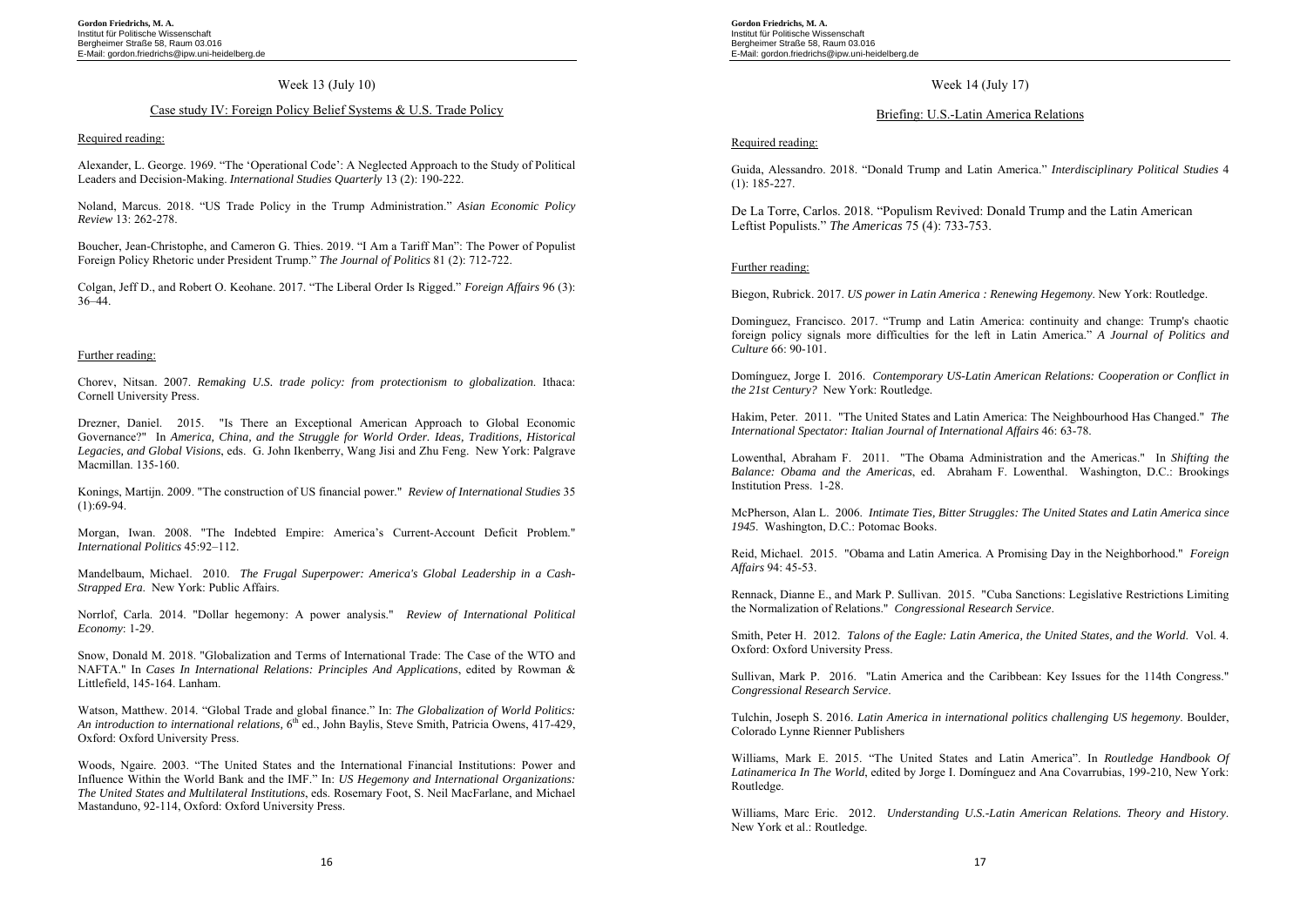## Week 13 (July 10)

### Case study IV: Foreign Policy Belief Systems & U.S. Trade Policy

Required reading:

Alexander, L. George. 1969. "The 'Operational Code': A Neglected Approach to the Study of Political Leaders and Decision-Making. *International Studies Quarterly* 13 (2): 190-222.

Noland, Marcus. 2018. "US Trade Policy in the Trump Administration." *Asian Economic Policy Review* 13: 262-278.

Boucher, Jean-Christophe, and Cameron G. Thies. 2019. "I Am a Tariff Man": The Power of Populist Foreign Policy Rhetoric under President Trump." *The Journal of Politics* 81 (2): 712-722.

Colgan, Jeff D., and Robert O. Keohane. 2017. "The Liberal Order Is Rigged." *Foreign Affairs* 96 (3): 36–44.

Further reading:

Chorev, Nitsan. 2007. *Remaking U.S. trade policy: from protectionism to globalization*. Ithaca: Cornell University Press.

Drezner, Daniel. 2015. "Is There an Exceptional American Approach to Global Economic Governance?" In *America, China, and the Struggle for World Order. Ideas, Traditions, Historical Legacies, and Global Visions*, eds. G. John Ikenberry, Wang Jisi and Zhu Feng. New York: Palgrave Macmillan. 135-160.

Konings, Martijn. 2009. "The construction of US financial power." *Review of International Studies* 35 (1):69-94.

Morgan, Iwan. 2008. "The Indebted Empire: America's Current-Account Deficit Problem." *International Politics* 45:92–112.

Mandelbaum, Michael. 2010. *The Frugal Superpower: America's Global Leadership in a Cash-Strapped Era*. New York: Public Affairs.

Norrlof, Carla. 2014. "Dollar hegemony: A power analysis." *Review of International Political Economy*: 1-29.

Snow, Donald M. 2018. "Globalization and Terms of International Trade: The Case of the WTO and NAFTA." In *Cases In International Relations: Principles And Applications*, edited by Rowman & Littlefield, 145-164. Lanham.

Watson, Matthew. 2014. "Global Trade and global finance." In: *The Globalization of World Politics: An introduction to international relations*, 6th ed., John Baylis, Steve Smith, Patricia Owens, 417-429, Oxford: Oxford University Press.

Woods, Ngaire. 2003. "The United States and the International Financial Institutions: Power and Influence Within the World Bank and the IMF." In: *US Hegemony and International Organizations: The United States and Multilateral Institutions*, eds. Rosemary Foot, S. Neil MacFarlane, and Michael Mastanduno, 92-114, Oxford: Oxford University Press.

## Week 14 (July 17)

### Briefing: U.S.-Latin America Relations

Required reading:

Guida, Alessandro. 2018. "Donald Trump and Latin America." *Interdisciplinary Political Studies* 4 (1): 185-227.

De La Torre, Carlos. 2018. "Populism Revived: Donald Trump and the Latin American Leftist Populists." *The Americas* 75 (4): 733-753.

Further reading:

Biegon, Rubrick. 2017. *US power in Latin America : Renewing Hegemony*. New York: Routledge.

Dominguez, Francisco. 2017. "Trump and Latin America: continuity and change: Trump's chaotic foreign policy signals more difficulties for the left in Latin America." *A Journal of Politics and Culture* 66: 90-101.

Domínguez, Jorge I. 2016. *Contemporary US-Latin American Relations: Cooperation or Conflict in the 21st Century?* New York: Routledge.

Hakim, Peter. 2011. "The United States and Latin America: The Neighbourhood Has Changed." *The International Spectator: Italian Journal of International Affairs* 46: 63-78.

Lowenthal, Abraham F. 2011. "The Obama Administration and the Americas." In *Shifting the Balance: Obama and the Americas*, ed. Abraham F. Lowenthal. Washington, D.C.: Brookings Institution Press. 1-28.

McPherson, Alan L. 2006. *Intimate Ties, Bitter Struggles: The United States and Latin America since 1945*. Washington, D.C.: Potomac Books.

Reid, Michael. 2015. "Obama and Latin America. A Promising Day in the Neighborhood." *Foreign Affairs* 94: 45-53.

Rennack, Dianne E., and Mark P. Sullivan. 2015. "Cuba Sanctions: Legislative Restrictions Limiting the Normalization of Relations." *Congressional Research Service*.

Smith, Peter H. 2012. *Talons of the Eagle: Latin America, the United States, and the World*. Vol. 4. Oxford: Oxford University Press.

Sullivan, Mark P. 2016. "Latin America and the Caribbean: Key Issues for the 114th Congress." *Congressional Research Service*.

Tulchin, Joseph S. 2016. *Latin America in international politics challenging US hegemony*. Boulder, Colorado Lynne Rienner Publishers

Williams, Mark E. 2015. "The United States and Latin America". In *Routledge Handbook Of Latinamerica In The World*, edited by Jorge I. Domínguez and Ana Covarrubias, 199-210, New York: Routledge.

Williams, Marc Eric. 2012. *Understanding U.S.-Latin American Relations. Theory and History*. New York et al.: Routledge.